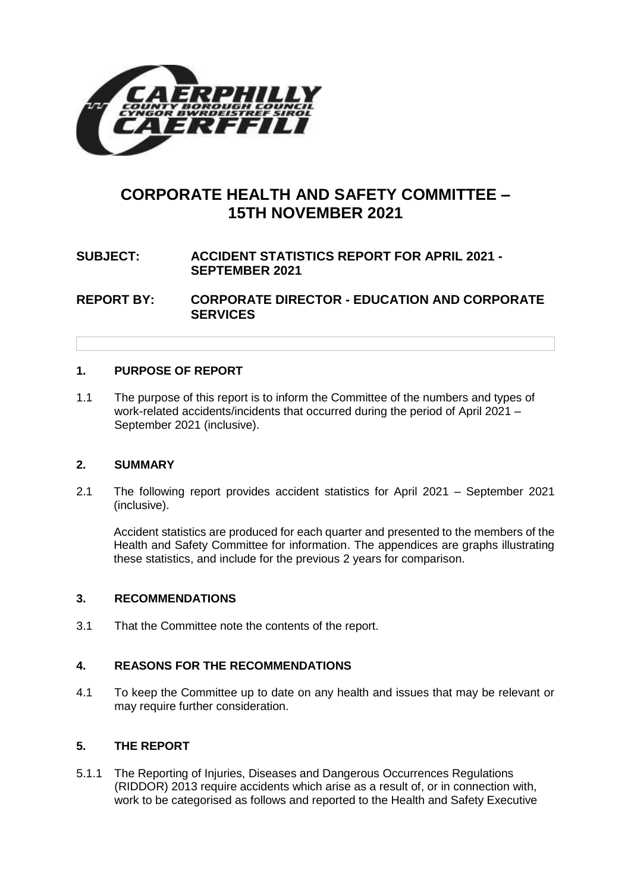# CORPORATE HEALTH AND SAFETY COMMITTEE – 15TH NOVEMBER 2021

**SUBJECT: ACCIDENT STATISTICS REPORT FOR APRIL 2021 - SEPTEMBER 2021**

**REPORT BY: CORPORATE DIRECTOR - EDUCATION AND CORPORATE SERVICES**

## 1. PURPOSE OF REPORT

1.1 The purpose of this report is to inform the Committee of the numbers and types of work-related accidents/incidents that occurred during the period of April 2021 – September 2021 (inclusive).

## 2. SUMMARY

2.1 The following report provides accident statistics for April 2021 – September 2021 (inclusive).

Accident statistics are produced for each quarter and presented to the members of the Health and Safety Committee for information. The appendices are graphs illustrating these statistics, and include for the previous 2 years for comparison.

## 3. RECOMMENDATIONS

3.1 That the Committee note the contents of the report.

## 4. REASONS FOR THE RECOMMENDATIONS

4.1 To keep the Committee up to date on any health and issues that may be relevant or may require further consideration.

## 5. THE REPORT

5.1.1 The Reporting of Injuries, Diseases and Dangerous Occurrences Regulations (RIDDOR) 2013 require accidents which arise as a result of, or in connection with, work to be categorised as follows and reported to the Health and Safety Executive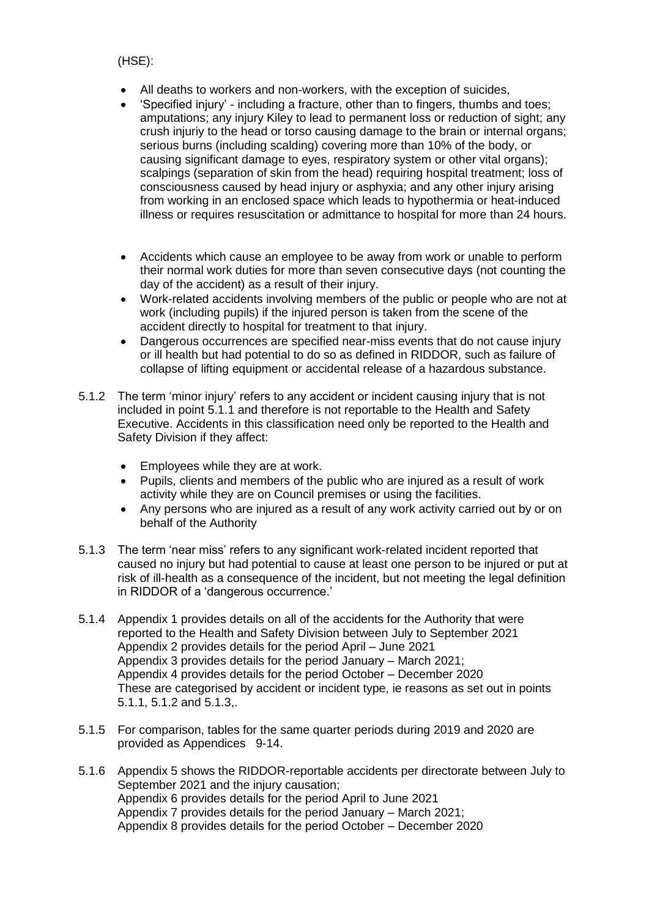(HSE):

- All deaths to workers and non-workers, with the exception of suicides,
- 'Specified injury' - including a fracture, other than to fingers, thumbs and toes; amputations; any injury Kiley to lead to permanent loss or reduction of sight; any crush injuriy to the head or torso causing damage to the brain or internal organs; serious burns (including scalding) covering more than 10% of the body, or causing significant damage to eyes, respiratory system or other vital organs); scalpings (separation of skin from the head) requiring hospital treatment; loss of consciousness caused by head injury or asphyxia; and any other injury arising from working in an enclosed space which leads to hypothermia or heat-induced illness or requires resuscitation or admittance to hospital for more than 24 hours.

- Accidents which cause an employee to be away from work or unable to perform their normal work duties for more than seven consecutive days (not counting the day of the accident) as a result of their injury.
- Work-related accidents involving members of the public or people who are not at work (including pupils) if the injured person is taken from the scene of the accident directly to hospital for treatment to that injury.
- Dangerous occurrences are specified near-miss events that do not cause injury or ill health but had potential to do so as defined in RIDDOR, such as failure of collapse of lifting equipment or accidental release of a hazardous substance.

5.1.2 The term 'minor injury' refers to any accident or incident causing injury that is not included in point 5.1.1 and therefore is not reportable to the Health and Safety Executive. Accidents in this classification need only be reported to the Health and Safety Division if they affect:

- Employees while they are at work.
- Pupils, clients and members of the public who are injured as a result of work activity while they are on Council premises or using the facilities.
- Any persons who are injured as a result of any work activity carried out by or on behalf of the Authority

5.1.3 The term 'near miss' refers to any significant work-related incident reported that caused no injury but had potential to cause at least one person to be injured or put at risk of ill-health as a consequence of the incident, but not meeting the legal definition in RIDDOR of a 'dangerous occurrence.'

5.1.4 Appendix 1 provides details on all of the accidents for the Authority that were reported to the Health and Safety Division between July to September 2021
Appendix 2 provides details for the period April – June 2021
Appendix 3 provides details for the period January – March 2021;
Appendix 4 provides details for the period October – December 2020
These are categorised by accident or incident type, ie reasons as set out in points 5.1.1, 5.1.2 and 5.1.3,.

5.1.5 For comparison, tables for the same quarter periods during 2019 and 2020 are provided as Appendices 9-14.

5.1.6 Appendix 5 shows the RIDDOR-reportable accidents per directorate between July to September 2021 and the injury causation;
Appendix 6 provides details for the period April to June 2021
Appendix 7 provides details for the period January – March 2021;
Appendix 8 provides details for the period October – December 2020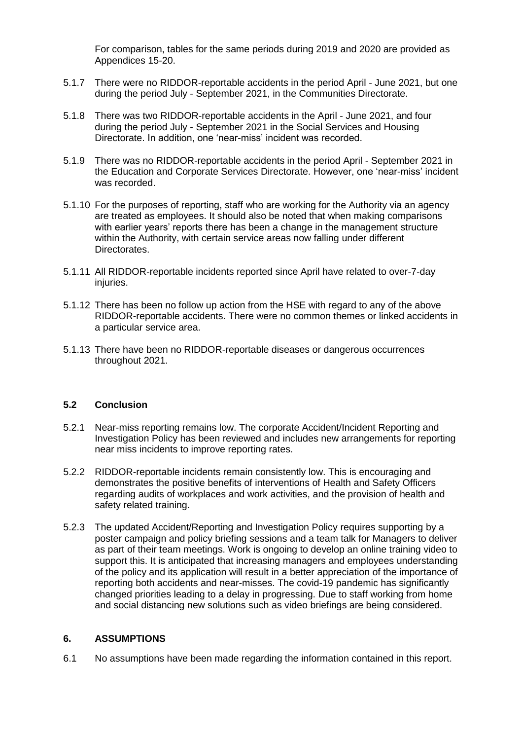For comparison, tables for the same periods during 2019 and 2020 are provided as Appendices 15-20.

5.1.7 There were no RIDDOR-reportable accidents in the period April - June 2021, but one during the period July - September 2021, in the Communities Directorate.

5.1.8 There was two RIDDOR-reportable accidents in the April - June 2021, and four during the period July - September 2021 in the Social Services and Housing Directorate. In addition, one 'near-miss' incident was recorded.

5.1.9 There was no RIDDOR-reportable accidents in the period April - September 2021 in the Education and Corporate Services Directorate. However, one 'near-miss' incident was recorded.

5.1.10 For the purposes of reporting, staff who are working for the Authority via an agency are treated as employees. It should also be noted that when making comparisons with earlier years' reports there has been a change in the management structure within the Authority, with certain service areas now falling under different Directorates.

5.1.11 All RIDDOR-reportable incidents reported since April have related to over-7-day injuries.

5.1.12 There has been no follow up action from the HSE with regard to any of the above RIDDOR-reportable accidents. There were no common themes or linked accidents in a particular service area.

5.1.13 There have been no RIDDOR-reportable diseases or dangerous occurrences throughout 2021.

### 5.2 Conclusion

5.2.1 Near-miss reporting remains low. The corporate Accident/Incident Reporting and Investigation Policy has been reviewed and includes new arrangements for reporting near miss incidents to improve reporting rates.

5.2.2 RIDDOR-reportable incidents remain consistently low. This is encouraging and demonstrates the positive benefits of interventions of Health and Safety Officers regarding audits of workplaces and work activities, and the provision of health and safety related training.

5.2.3 The updated Accident/Reporting and Investigation Policy requires supporting by a poster campaign and policy briefing sessions and a team talk for Managers to deliver as part of their team meetings. Work is ongoing to develop an online training video to support this. It is anticipated that increasing managers and employees understanding of the policy and its application will result in a better appreciation of the importance of reporting both accidents and near-misses. The covid-19 pandemic has significantly changed priorities leading to a delay in progressing. Due to staff working from home and social distancing new solutions such as video briefings are being considered.

## 6. ASSUMPTIONS

6.1 No assumptions have been made regarding the information contained in this report.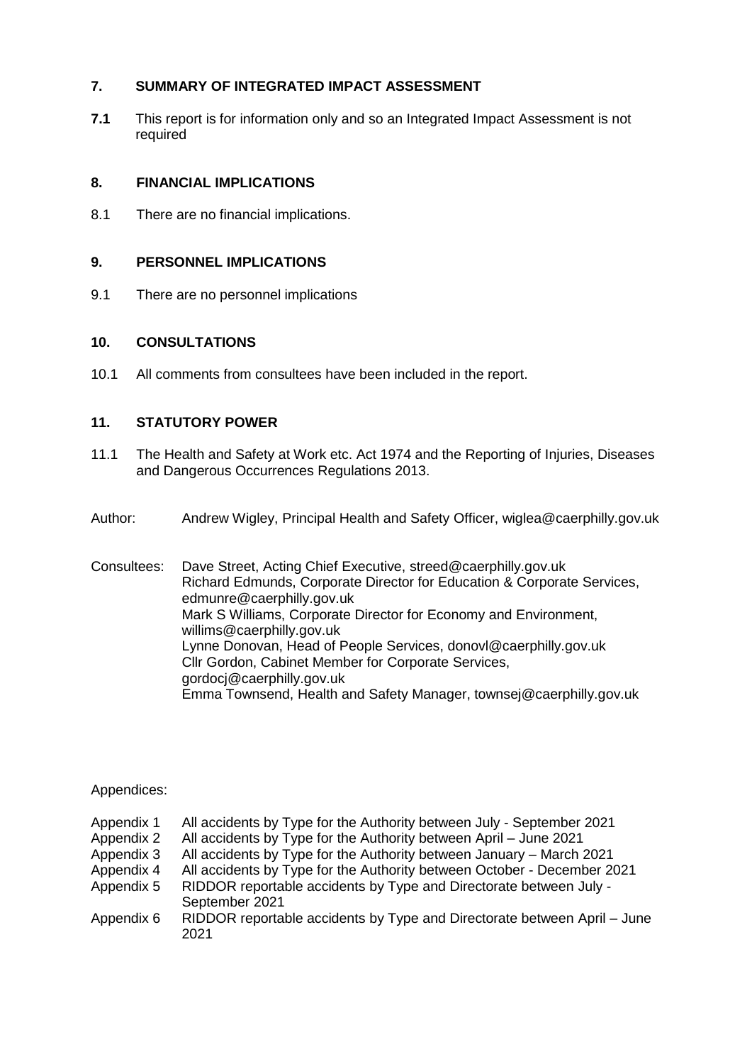## 7. SUMMARY OF INTEGRATED IMPACT ASSESSMENT

**7.1** This report is for information only and so an Integrated Impact Assessment is not required

## 8. FINANCIAL IMPLICATIONS

8.1 There are no financial implications.

## 9. PERSONNEL IMPLICATIONS

9.1 There are no personnel implications

## 10. CONSULTATIONS

10.1 All comments from consultees have been included in the report.

## 11. STATUTORY POWER

11.1 The Health and Safety at Work etc. Act 1974 and the Reporting of Injuries, Diseases and Dangerous Occurrences Regulations 2013.

Author: Andrew Wigley, Principal Health and Safety Officer, wiglea@caerphilly.gov.uk

Consultees: Dave Street, Acting Chief Executive, streed@caerphilly.gov.uk
Richard Edmunds, Corporate Director for Education & Corporate Services, edmunre@caerphilly.gov.uk
Mark S Williams, Corporate Director for Economy and Environment, willims@caerphilly.gov.uk
Lynne Donovan, Head of People Services, donovl@caerphilly.gov.uk
Cllr Gordon, Cabinet Member for Corporate Services, gordocj@caerphilly.gov.uk
Emma Townsend, Health and Safety Manager, townsej@caerphilly.gov.uk

Appendices:

Appendix 1 All accidents by Type for the Authority between July - September 2021
Appendix 2 All accidents by Type for the Authority between April – June 2021
Appendix 3 All accidents by Type for the Authority between January – March 2021
Appendix 4 All accidents by Type for the Authority between October - December 2021
Appendix 5 RIDDOR reportable accidents by Type and Directorate between July - September 2021
Appendix 6 RIDDOR reportable accidents by Type and Directorate between April – June 2021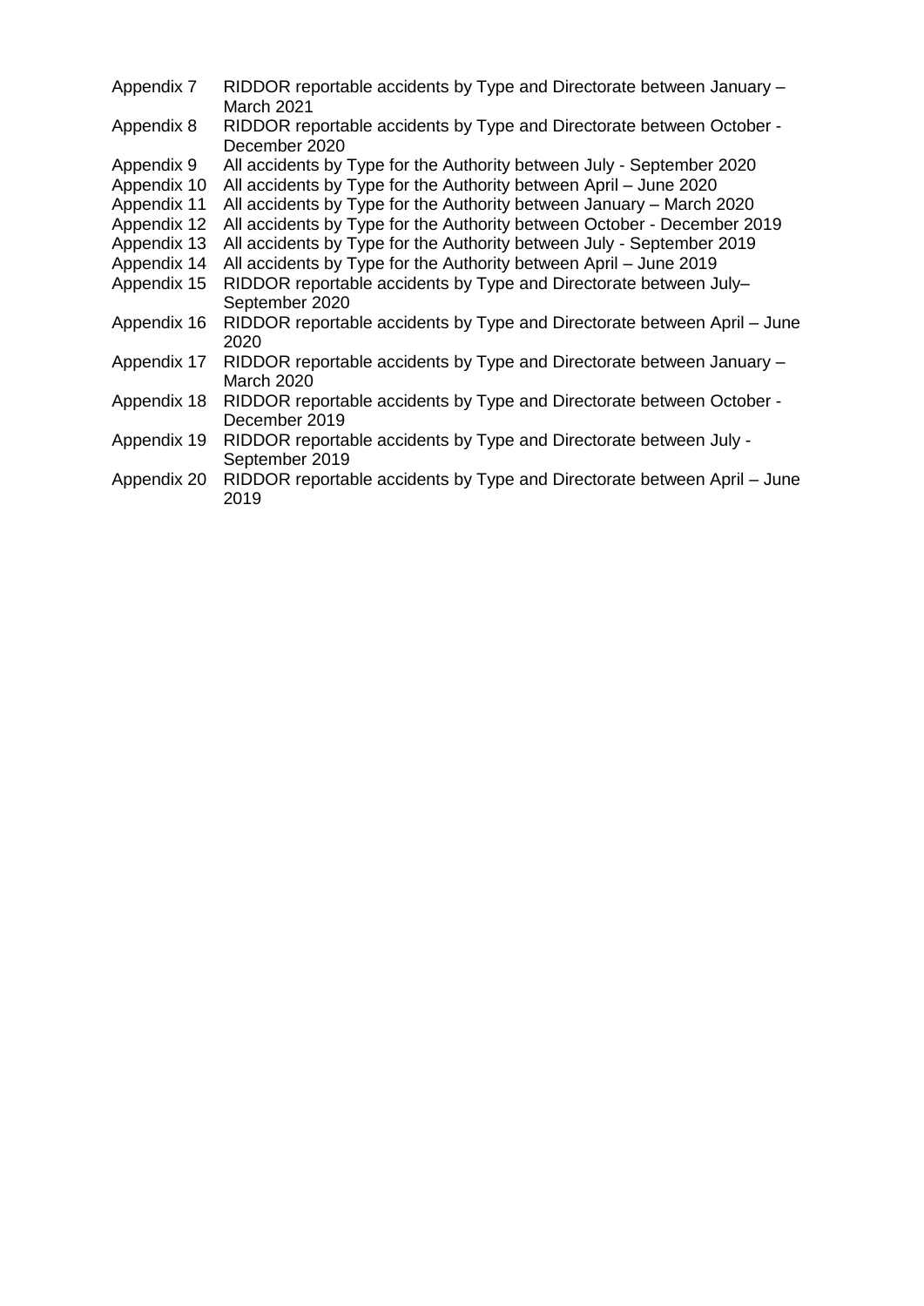| | |
|---|---|
| Appendix 7 | RIDDOR reportable accidents by Type and Directorate between January – March 2021 |
| Appendix 8 | RIDDOR reportable accidents by Type and Directorate between October - December 2020 |
| Appendix 9 | All accidents by Type for the Authority between July - September 2020 |
| Appendix 10 | All accidents by Type for the Authority between April – June 2020 |
| Appendix 11 | All accidents by Type for the Authority between January – March 2020 |
| Appendix 12 | All accidents by Type for the Authority between October - December 2019 |
| Appendix 13 | All accidents by Type for the Authority between July - September 2019 |
| Appendix 14 | All accidents by Type for the Authority between April – June 2019 |
| Appendix 15 | RIDDOR reportable accidents by Type and Directorate between July– September 2020 |
| Appendix 16 | RIDDOR reportable accidents by Type and Directorate between April – June 2020 |
| Appendix 17 | RIDDOR reportable accidents by Type and Directorate between January – March 2020 |
| Appendix 18 | RIDDOR reportable accidents by Type and Directorate between October - December 2019 |
| Appendix 19 | RIDDOR reportable accidents by Type and Directorate between July - September 2019 |
| Appendix 20 | RIDDOR reportable accidents by Type and Directorate between April – June 2019 |